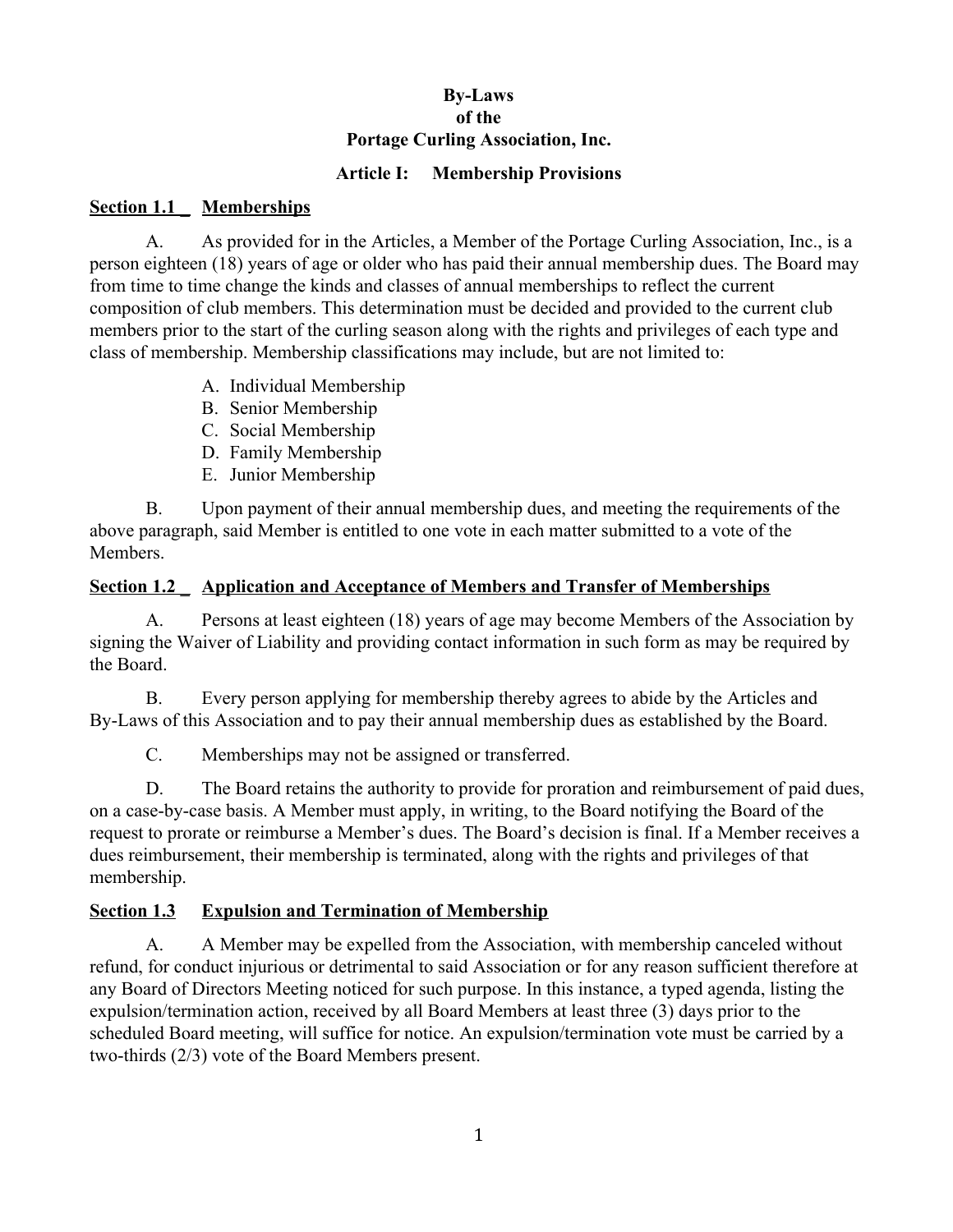# By-Laws of the Portage Curling Association, Inc.

## Article I: Membership Provisions

### Section 1.1 _ Memberships

A. As provided for in the Articles, a Member of the Portage Curling Association, Inc., is a person eighteen (18) years of age or older who has paid their annual membership dues. The Board may from time to time change the kinds and classes of annual memberships to reflect the current composition of club members. This determination must be decided and provided to the current club members prior to the start of the curling season along with the rights and privileges of each type and class of membership. Membership classifications may include, but are not limited to:

A. Individual Membership
B. Senior Membership
C. Social Membership
D. Family Membership
E. Junior Membership

B. Upon payment of their annual membership dues, and meeting the requirements of the above paragraph, said Member is entitled to one vote in each matter submitted to a vote of the Members.

### Section 1.2 _ Application and Acceptance of Members and Transfer of Memberships

A. Persons at least eighteen (18) years of age may become Members of the Association by signing the Waiver of Liability and providing contact information in such form as may be required by the Board.

B. Every person applying for membership thereby agrees to abide by the Articles and By-Laws of this Association and to pay their annual membership dues as established by the Board.

C. Memberships may not be assigned or transferred.

D. The Board retains the authority to provide for proration and reimbursement of paid dues, on a case-by-case basis. A Member must apply, in writing, to the Board notifying the Board of the request to prorate or reimburse a Member's dues. The Board's decision is final. If a Member receives a dues reimbursement, their membership is terminated, along with the rights and privileges of that membership.

### Section 1.3 Expulsion and Termination of Membership

A. A Member may be expelled from the Association, with membership canceled without refund, for conduct injurious or detrimental to said Association or for any reason sufficient therefore at any Board of Directors Meeting noticed for such purpose. In this instance, a typed agenda, listing the expulsion/termination action, received by all Board Members at least three (3) days prior to the scheduled Board meeting, will suffice for notice. An expulsion/termination vote must be carried by a two-thirds (2/3) vote of the Board Members present.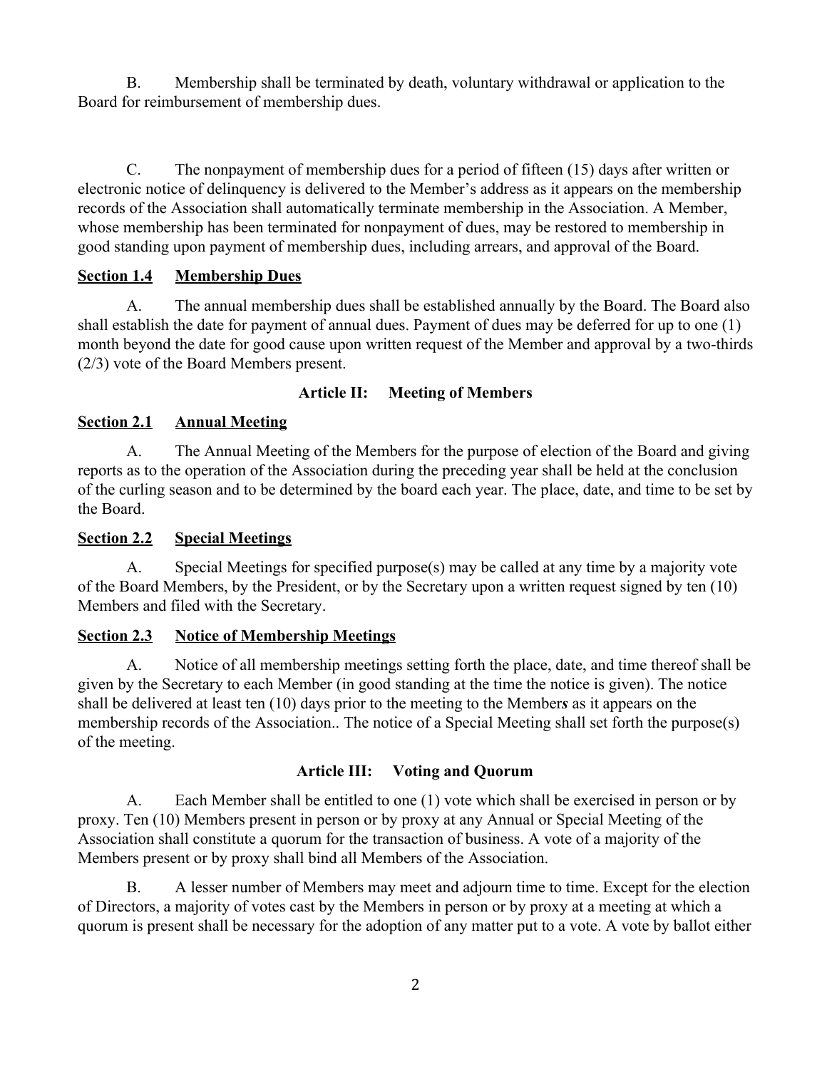B. Membership shall be terminated by death, voluntary withdrawal or application to the Board for reimbursement of membership dues.

C. The nonpayment of membership dues for a period of fifteen (15) days after written or electronic notice of delinquency is delivered to the Member's address as it appears on the membership records of the Association shall automatically terminate membership in the Association. A Member, whose membership has been terminated for nonpayment of dues, may be restored to membership in good standing upon payment of membership dues, including arrears, and approval of the Board.

**Section 1.4 Membership Dues**

A. The annual membership dues shall be established annually by the Board. The Board also shall establish the date for payment of annual dues. Payment of dues may be deferred for up to one (1) month beyond the date for good cause upon written request of the Member and approval by a two-thirds (2/3) vote of the Board Members present.

## Article II: Meeting of Members

**Section 2.1 Annual Meeting**

A. The Annual Meeting of the Members for the purpose of election of the Board and giving reports as to the operation of the Association during the preceding year shall be held at the conclusion of the curling season and to be determined by the board each year. The place, date, and time to be set by the Board.

**Section 2.2 Special Meetings**

A. Special Meetings for specified purpose(s) may be called at any time by a majority vote of the Board Members, by the President, or by the Secretary upon a written request signed by ten (10) Members and filed with the Secretary.

**Section 2.3 Notice of Membership Meetings**

A. Notice of all membership meetings setting forth the place, date, and time thereof shall be given by the Secretary to each Member (in good standing at the time the notice is given). The notice shall be delivered at least ten (10) days prior to the meeting to the Member*s* as it appears on the membership records of the Association.. The notice of a Special Meeting shall set forth the purpose(s) of the meeting.

## Article III: Voting and Quorum

A. Each Member shall be entitled to one (1) vote which shall be exercised in person or by proxy. Ten (10) Members present in person or by proxy at any Annual or Special Meeting of the Association shall constitute a quorum for the transaction of business. A vote of a majority of the Members present or by proxy shall bind all Members of the Association.

B. A lesser number of Members may meet and adjourn time to time. Except for the election of Directors, a majority of votes cast by the Members in person or by proxy at a meeting at which a quorum is present shall be necessary for the adoption of any matter put to a vote. A vote by ballot either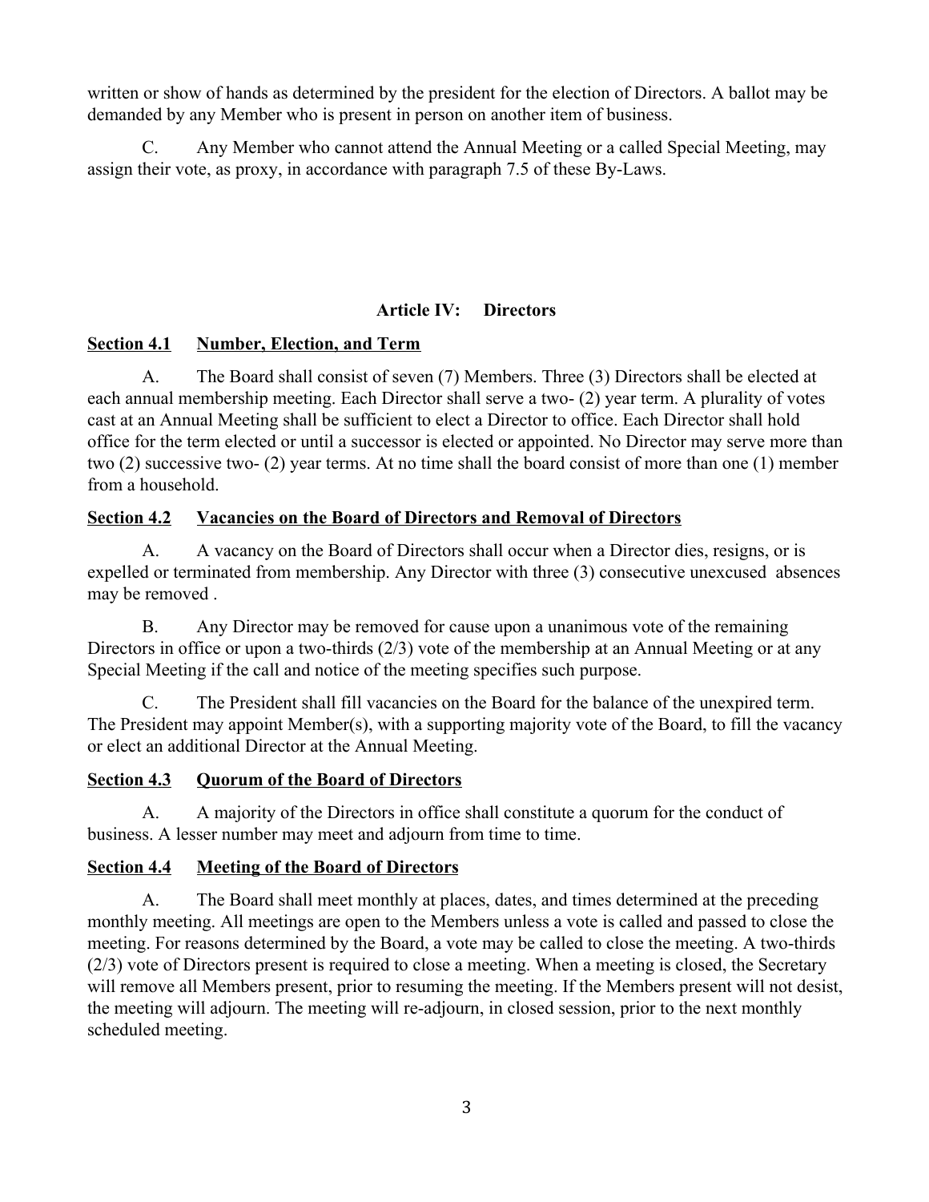written or show of hands as determined by the president for the election of Directors. A ballot may be demanded by any Member who is present in person on another item of business.

C. Any Member who cannot attend the Annual Meeting or a called Special Meeting, may assign their vote, as proxy, in accordance with paragraph 7.5 of these By-Laws.

## Article IV: Directors

### Section 4.1 Number, Election, and Term

A. The Board shall consist of seven (7) Members. Three (3) Directors shall be elected at each annual membership meeting. Each Director shall serve a two- (2) year term. A plurality of votes cast at an Annual Meeting shall be sufficient to elect a Director to office. Each Director shall hold office for the term elected or until a successor is elected or appointed. No Director may serve more than two (2) successive two- (2) year terms. At no time shall the board consist of more than one (1) member from a household.

### Section 4.2 Vacancies on the Board of Directors and Removal of Directors

A. A vacancy on the Board of Directors shall occur when a Director dies, resigns, or is expelled or terminated from membership. Any Director with three (3) consecutive unexcused absences may be removed .

B. Any Director may be removed for cause upon a unanimous vote of the remaining Directors in office or upon a two-thirds (2/3) vote of the membership at an Annual Meeting or at any Special Meeting if the call and notice of the meeting specifies such purpose.

C. The President shall fill vacancies on the Board for the balance of the unexpired term. The President may appoint Member(s), with a supporting majority vote of the Board, to fill the vacancy or elect an additional Director at the Annual Meeting.

### Section 4.3 Quorum of the Board of Directors

A. A majority of the Directors in office shall constitute a quorum for the conduct of business. A lesser number may meet and adjourn from time to time.

### Section 4.4 Meeting of the Board of Directors

A. The Board shall meet monthly at places, dates, and times determined at the preceding monthly meeting. All meetings are open to the Members unless a vote is called and passed to close the meeting. For reasons determined by the Board, a vote may be called to close the meeting. A two-thirds (2/3) vote of Directors present is required to close a meeting. When a meeting is closed, the Secretary will remove all Members present, prior to resuming the meeting. If the Members present will not desist, the meeting will adjourn. The meeting will re-adjourn, in closed session, prior to the next monthly scheduled meeting.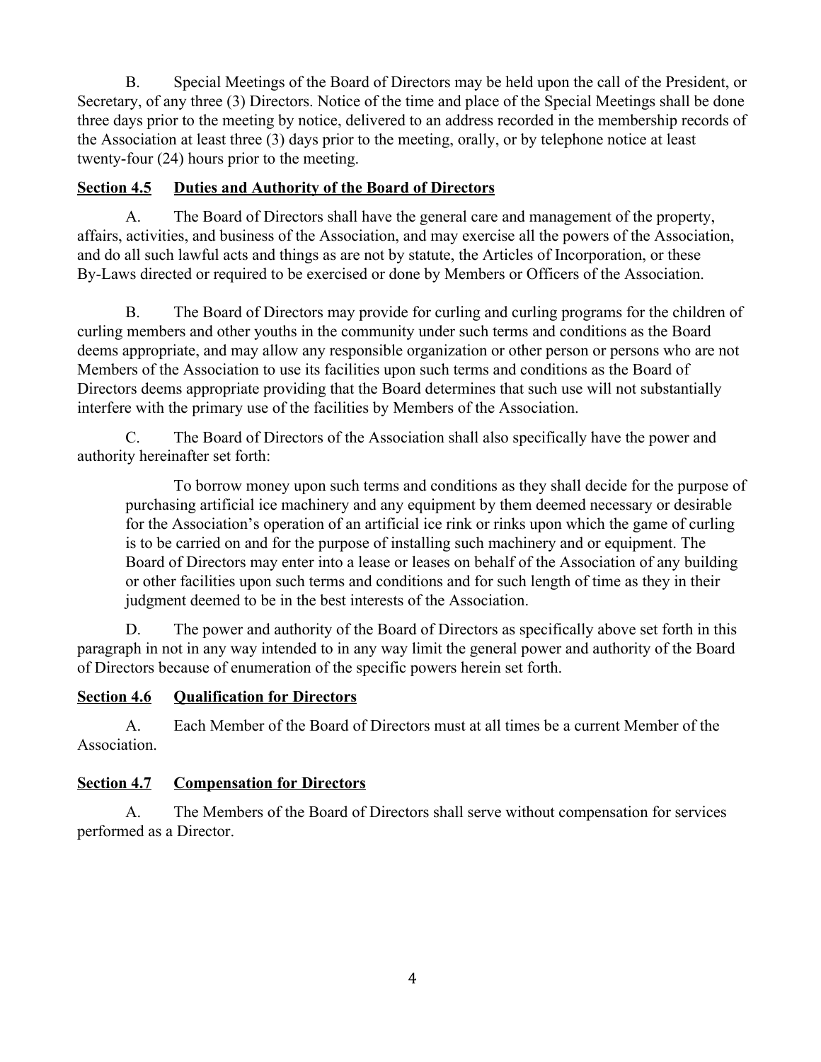B. Special Meetings of the Board of Directors may be held upon the call of the President, or Secretary, of any three (3) Directors. Notice of the time and place of the Special Meetings shall be done three days prior to the meeting by notice, delivered to an address recorded in the membership records of the Association at least three (3) days prior to the meeting, orally, or by telephone notice at least twenty-four (24) hours prior to the meeting.

**<u>Section 4.5 Duties and Authority of the Board of Directors</u>**

A. The Board of Directors shall have the general care and management of the property, affairs, activities, and business of the Association, and may exercise all the powers of the Association, and do all such lawful acts and things as are not by statute, the Articles of Incorporation, or these By-Laws directed or required to be exercised or done by Members or Officers of the Association.

B. The Board of Directors may provide for curling and curling programs for the children of curling members and other youths in the community under such terms and conditions as the Board deems appropriate, and may allow any responsible organization or other person or persons who are not Members of the Association to use its facilities upon such terms and conditions as the Board of Directors deems appropriate providing that the Board determines that such use will not substantially interfere with the primary use of the facilities by Members of the Association.

C. The Board of Directors of the Association shall also specifically have the power and authority hereinafter set forth:

> To borrow money upon such terms and conditions as they shall decide for the purpose of purchasing artificial ice machinery and any equipment by them deemed necessary or desirable for the Association's operation of an artificial ice rink or rinks upon which the game of curling is to be carried on and for the purpose of installing such machinery and or equipment. The Board of Directors may enter into a lease or leases on behalf of the Association of any building or other facilities upon such terms and conditions and for such length of time as they in their judgment deemed to be in the best interests of the Association.

D. The power and authority of the Board of Directors as specifically above set forth in this paragraph in not in any way intended to in any way limit the general power and authority of the Board of Directors because of enumeration of the specific powers herein set forth.

**<u>Section 4.6 Qualification for Directors</u>**

A. Each Member of the Board of Directors must at all times be a current Member of the Association.

**<u>Section 4.7 Compensation for Directors</u>**

A. The Members of the Board of Directors shall serve without compensation for services performed as a Director.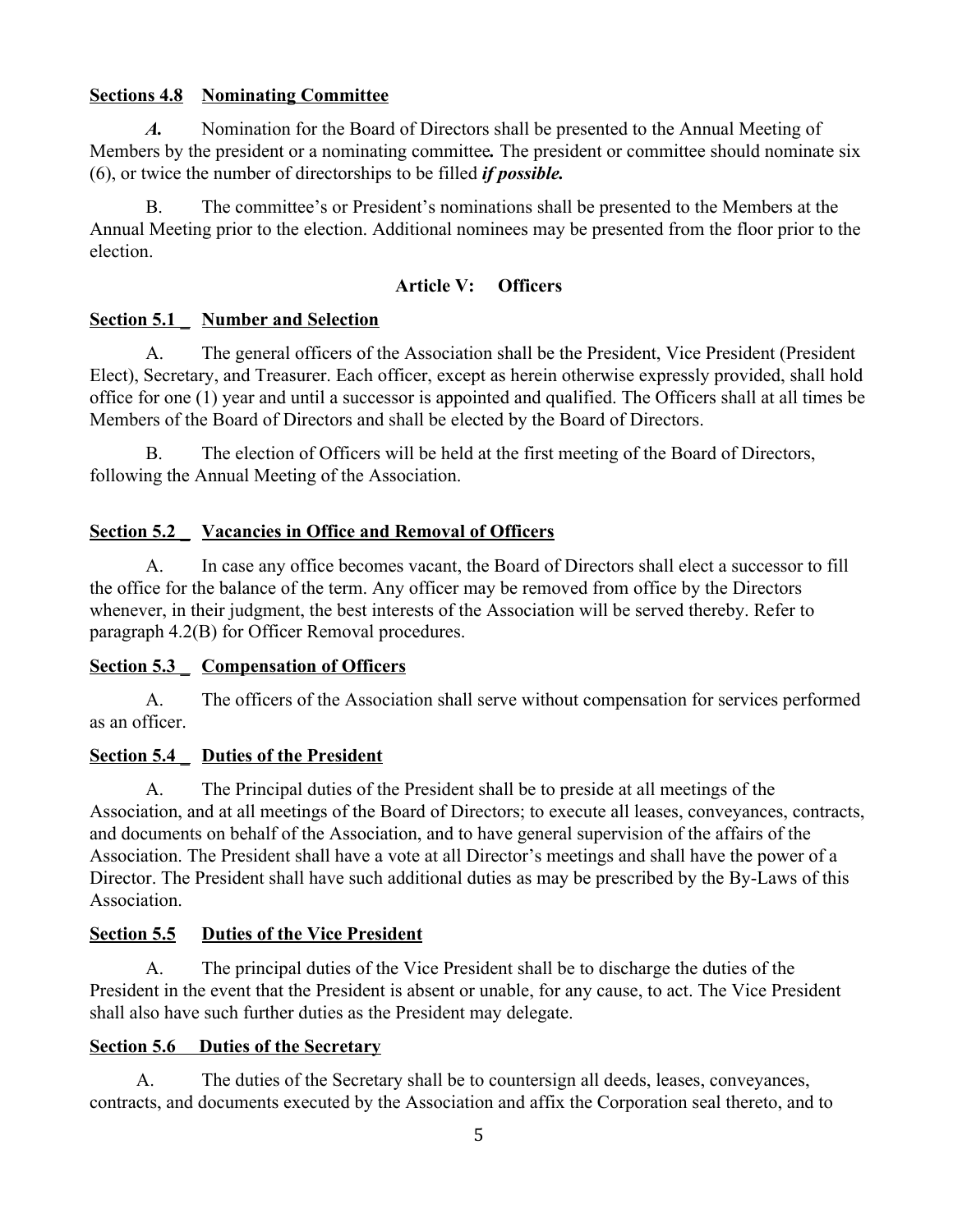**Sections 4.8 Nominating Committee**

***A.*** Nomination for the Board of Directors shall be presented to the Annual Meeting of Members by the president or a nominating committee***.*** The president or committee should nominate six (6), or twice the number of directorships to be filled ***if possible.***

B. The committee's or President's nominations shall be presented to the Members at the Annual Meeting prior to the election. Additional nominees may be presented from the floor prior to the election.

## Article V: Officers

**Section 5.1 _ Number and Selection**

A. The general officers of the Association shall be the President, Vice President (President Elect), Secretary, and Treasurer. Each officer, except as herein otherwise expressly provided, shall hold office for one (1) year and until a successor is appointed and qualified. The Officers shall at all times be Members of the Board of Directors and shall be elected by the Board of Directors.

B. The election of Officers will be held at the first meeting of the Board of Directors, following the Annual Meeting of the Association.

**Section 5.2 _ Vacancies in Office and Removal of Officers**

A. In case any office becomes vacant, the Board of Directors shall elect a successor to fill the office for the balance of the term. Any officer may be removed from office by the Directors whenever, in their judgment, the best interests of the Association will be served thereby. Refer to paragraph 4.2(B) for Officer Removal procedures.

**Section 5.3 _ Compensation of Officers**

A. The officers of the Association shall serve without compensation for services performed as an officer.

**Section 5.4 _ Duties of the President**

A. The Principal duties of the President shall be to preside at all meetings of the Association, and at all meetings of the Board of Directors; to execute all leases, conveyances, contracts, and documents on behalf of the Association, and to have general supervision of the affairs of the Association. The President shall have a vote at all Director's meetings and shall have the power of a Director. The President shall have such additional duties as may be prescribed by the By-Laws of this Association.

**Section 5.5 Duties of the Vice President**

A. The principal duties of the Vice President shall be to discharge the duties of the President in the event that the President is absent or unable, for any cause, to act. The Vice President shall also have such further duties as the President may delegate.

**Section 5.6 Duties of the Secretary**

A. The duties of the Secretary shall be to countersign all deeds, leases, conveyances, contracts, and documents executed by the Association and affix the Corporation seal thereto, and to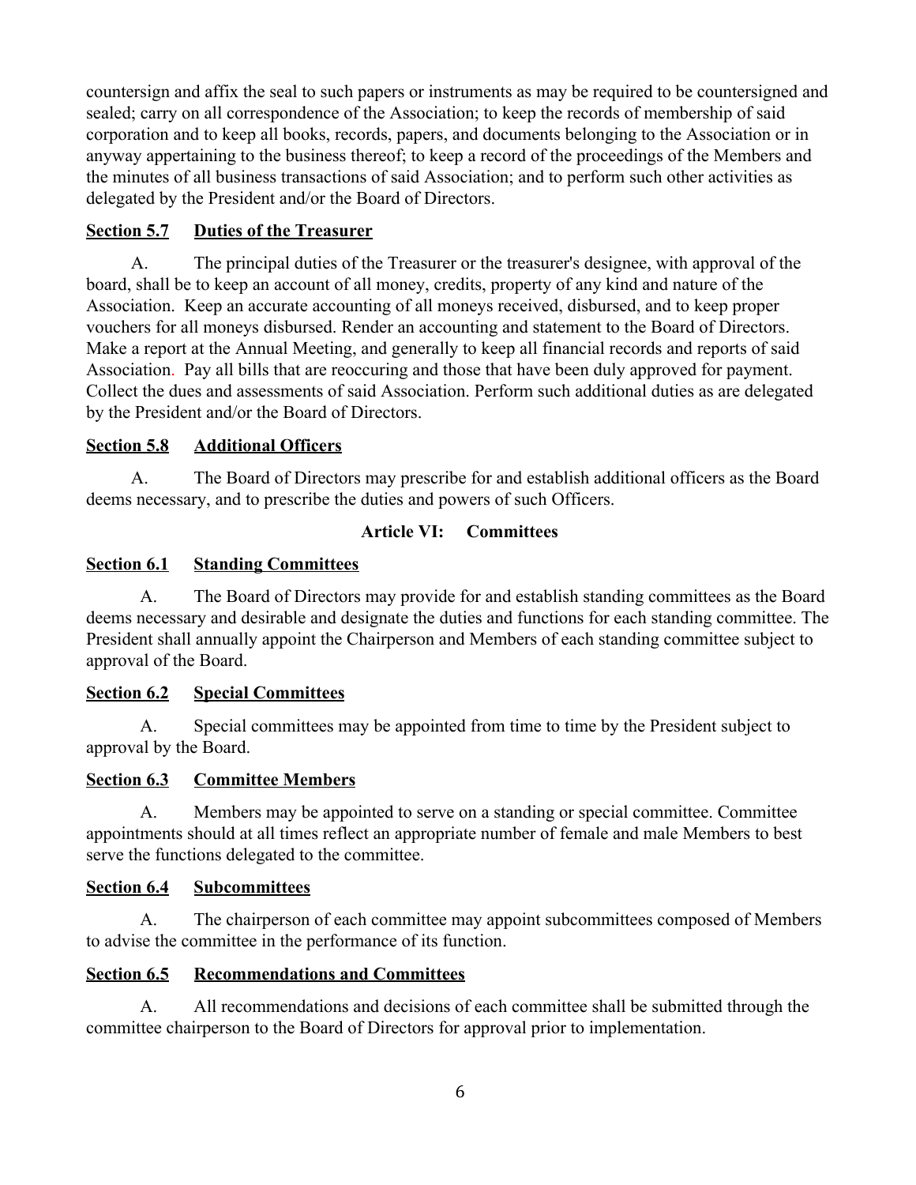countersign and affix the seal to such papers or instruments as may be required to be countersigned and sealed; carry on all correspondence of the Association; to keep the records of membership of said corporation and to keep all books, records, papers, and documents belonging to the Association or in anyway appertaining to the business thereof; to keep a record of the proceedings of the Members and the minutes of all business transactions of said Association; and to perform such other activities as delegated by the President and/or the Board of Directors.

**Section 5.7 Duties of the Treasurer**

A. The principal duties of the Treasurer or the treasurer's designee, with approval of the board, shall be to keep an account of all money, credits, property of any kind and nature of the Association. Keep an accurate accounting of all moneys received, disbursed, and to keep proper vouchers for all moneys disbursed. Render an accounting and statement to the Board of Directors. Make a report at the Annual Meeting, and generally to keep all financial records and reports of said Association. Pay all bills that are reoccuring and those that have been duly approved for payment. Collect the dues and assessments of said Association. Perform such additional duties as are delegated by the President and/or the Board of Directors.

**Section 5.8 Additional Officers**

A. The Board of Directors may prescribe for and establish additional officers as the Board deems necessary, and to prescribe the duties and powers of such Officers.

## Article VI: Committees

**Section 6.1 Standing Committees**

A. The Board of Directors may provide for and establish standing committees as the Board deems necessary and desirable and designate the duties and functions for each standing committee. The President shall annually appoint the Chairperson and Members of each standing committee subject to approval of the Board.

**Section 6.2 Special Committees**

A. Special committees may be appointed from time to time by the President subject to approval by the Board.

**Section 6.3 Committee Members**

A. Members may be appointed to serve on a standing or special committee. Committee appointments should at all times reflect an appropriate number of female and male Members to best serve the functions delegated to the committee.

**Section 6.4 Subcommittees**

A. The chairperson of each committee may appoint subcommittees composed of Members to advise the committee in the performance of its function.

**Section 6.5 Recommendations and Committees**

A. All recommendations and decisions of each committee shall be submitted through the committee chairperson to the Board of Directors for approval prior to implementation.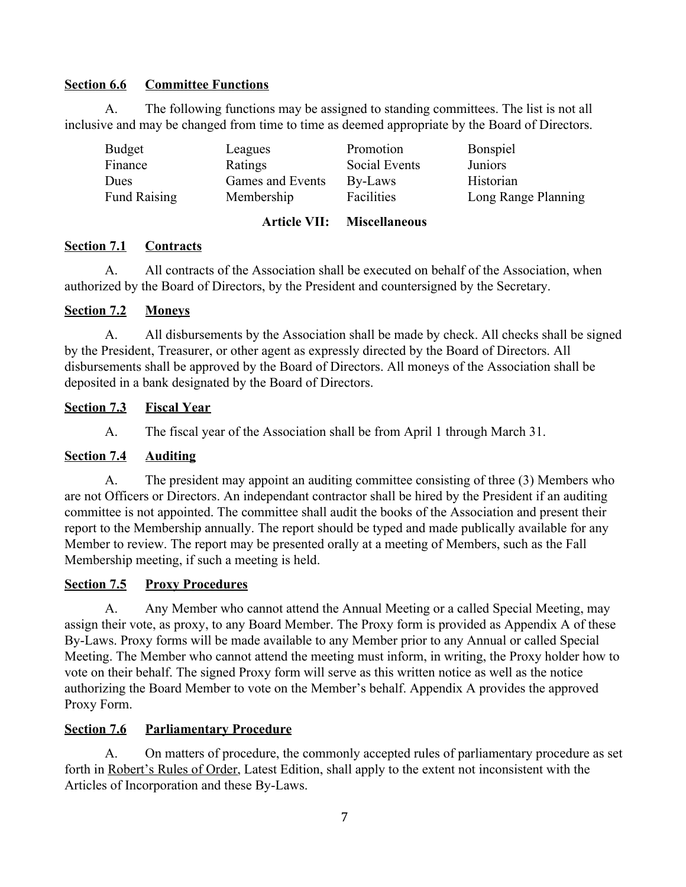**Section 6.6 Committee Functions**

A. The following functions may be assigned to standing committees. The list is not all inclusive and may be changed from time to time as deemed appropriate by the Board of Directors.

| | | | |
|---|---|---|---|
| Budget | Leagues | Promotion | Bonspiel |
| Finance | Ratings | Social Events | Juniors |
| Dues | Games and Events | By-Laws | Historian |
| Fund Raising | Membership | Facilities | Long Range Planning |

## Article VII: Miscellaneous

**Section 7.1 Contracts**

A. All contracts of the Association shall be executed on behalf of the Association, when authorized by the Board of Directors, by the President and countersigned by the Secretary.

**Section 7.2 Moneys**

A. All disbursements by the Association shall be made by check. All checks shall be signed by the President, Treasurer, or other agent as expressly directed by the Board of Directors. All disbursements shall be approved by the Board of Directors. All moneys of the Association shall be deposited in a bank designated by the Board of Directors.

**Section 7.3 Fiscal Year**

A. The fiscal year of the Association shall be from April 1 through March 31.

**Section 7.4 Auditing**

A. The president may appoint an auditing committee consisting of three (3) Members who are not Officers or Directors. An independant contractor shall be hired by the President if an auditing committee is not appointed. The committee shall audit the books of the Association and present their report to the Membership annually. The report should be typed and made publically available for any Member to review. The report may be presented orally at a meeting of Members, such as the Fall Membership meeting, if such a meeting is held.

**Section 7.5 Proxy Procedures**

A. Any Member who cannot attend the Annual Meeting or a called Special Meeting, may assign their vote, as proxy, to any Board Member. The Proxy form is provided as Appendix A of these By-Laws. Proxy forms will be made available to any Member prior to any Annual or called Special Meeting. The Member who cannot attend the meeting must inform, in writing, the Proxy holder how to vote on their behalf. The signed Proxy form will serve as this written notice as well as the notice authorizing the Board Member to vote on the Member's behalf. Appendix A provides the approved Proxy Form.

**Section 7.6 Parliamentary Procedure**

A. On matters of procedure, the commonly accepted rules of parliamentary procedure as set forth in Robert's Rules of Order, Latest Edition, shall apply to the extent not inconsistent with the Articles of Incorporation and these By-Laws.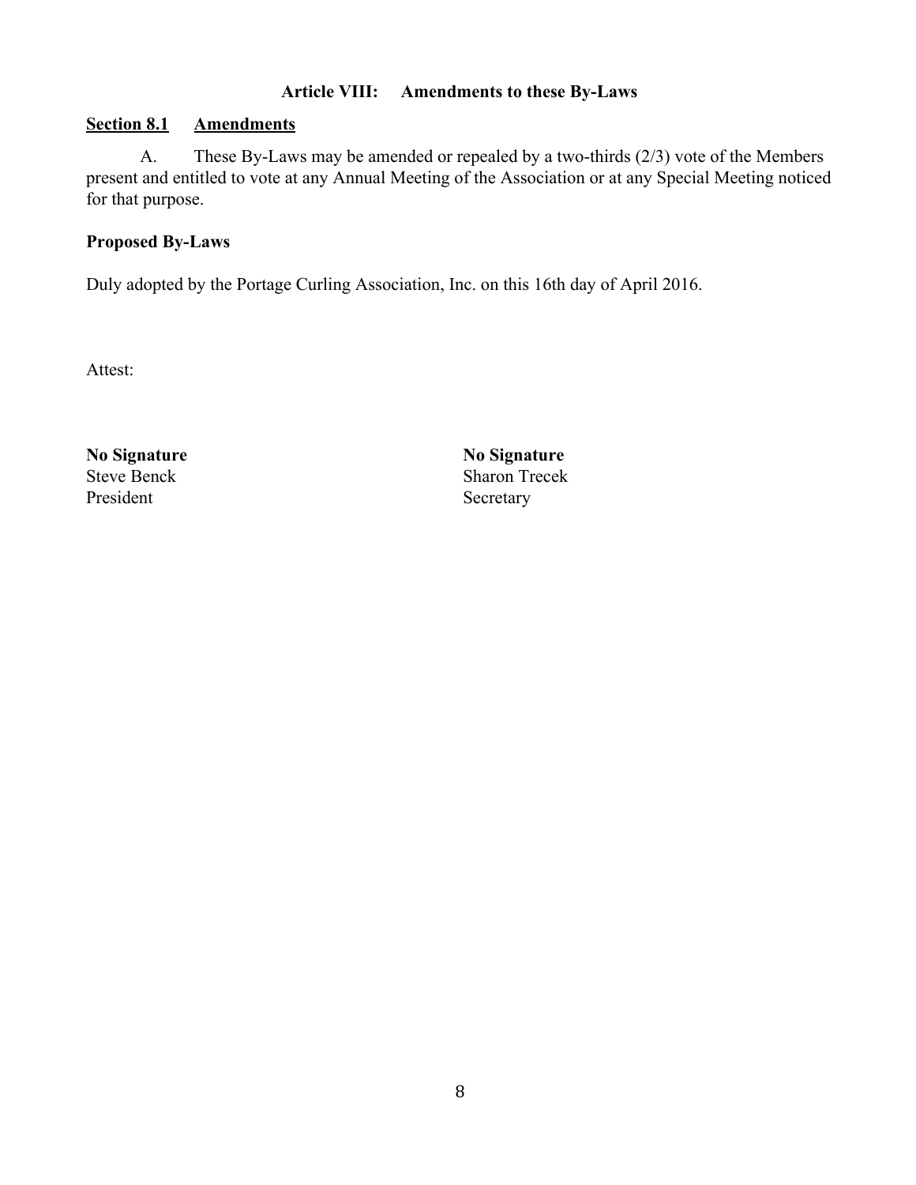## Article VIII: Amendments to these By-Laws

**<u>Section 8.1</u>** **<u>Amendments</u>**

A. These By-Laws may be amended or repealed by a two-thirds (2/3) vote of the Members present and entitled to vote at any Annual Meeting of the Association or at any Special Meeting noticed for that purpose.

**Proposed By-Laws**

Duly adopted by the Portage Curling Association, Inc. on this 16th day of April 2016.

Attest:

**No Signature**
Steve Benck
President

**No Signature**
Sharon Trecek
Secretary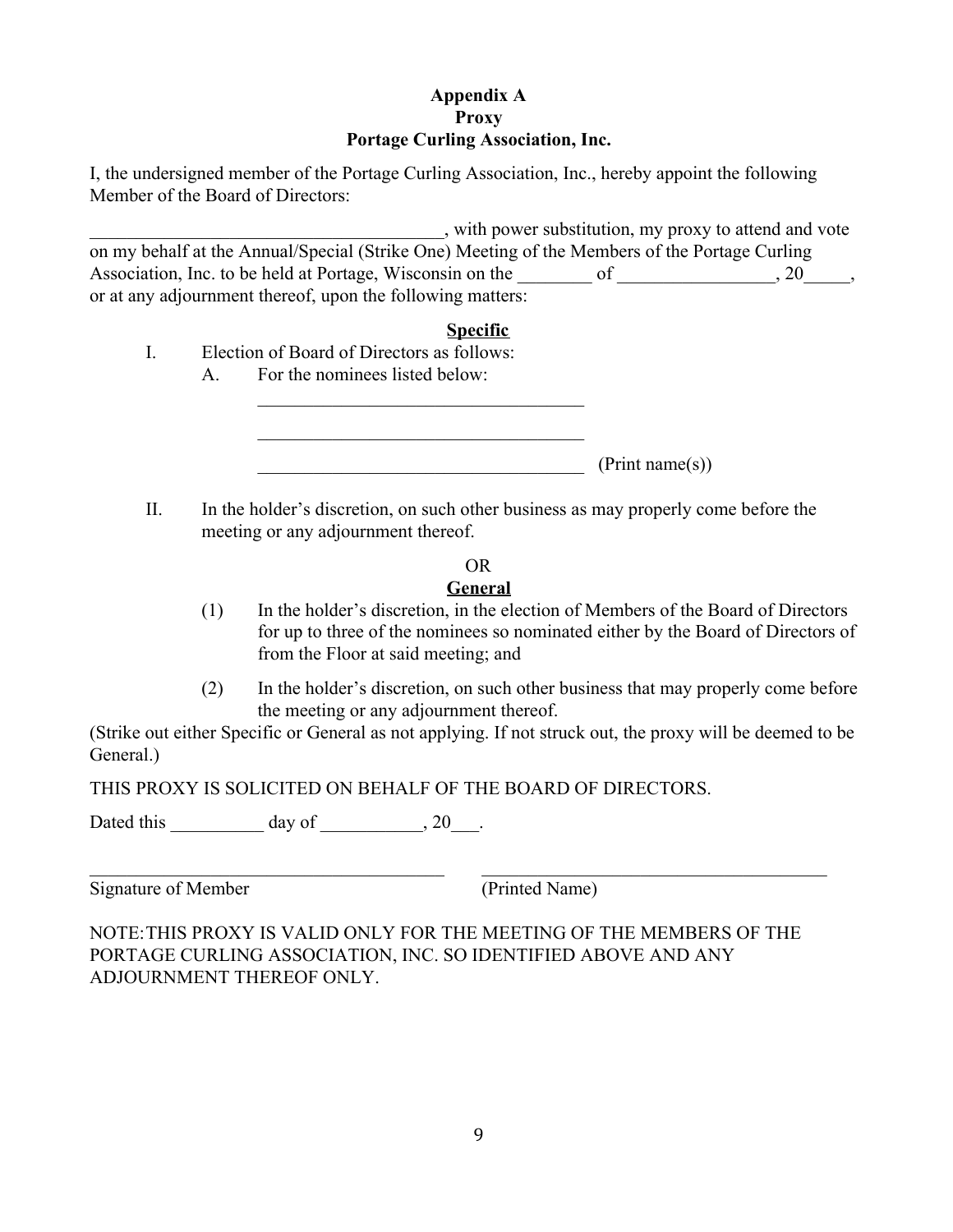**Appendix A**
**Proxy**
**Portage Curling Association, Inc.**

I, the undersigned member of the Portage Curling Association, Inc., hereby appoint the following Member of the Board of Directors:

_____________________________________, with power substitution, my proxy to attend and vote on my behalf at the Annual/Special (Strike One) Meeting of the Members of the Portage Curling Association, Inc. to be held at Portage, Wisconsin on the ________ of _________________, 20_____, or at any adjournment thereof, upon the following matters:

**Specific**

I. Election of Board of Directors as follows:

   A. For the nominees listed below:

   ___________________________________

   ___________________________________

   ___________________________________ (Print name(s))

II. In the holder's discretion, on such other business as may properly come before the meeting or any adjournment thereof.

OR

**General**

(1) In the holder's discretion, in the election of Members of the Board of Directors for up to three of the nominees so nominated either by the Board of Directors of from the Floor at said meeting; and

(2) In the holder's discretion, on such other business that may properly come before the meeting or any adjournment thereof.

(Strike out either Specific or General as not applying. If not struck out, the proxy will be deemed to be General.)

THIS PROXY IS SOLICITED ON BEHALF OF THE BOARD OF DIRECTORS.

Dated this __________ day of ___________, 20___.

_______________________________________ _______________________________________

Signature of Member (Printed Name)

NOTE: THIS PROXY IS VALID ONLY FOR THE MEETING OF THE MEMBERS OF THE PORTAGE CURLING ASSOCIATION, INC. SO IDENTIFIED ABOVE AND ANY ADJOURNMENT THEREOF ONLY.